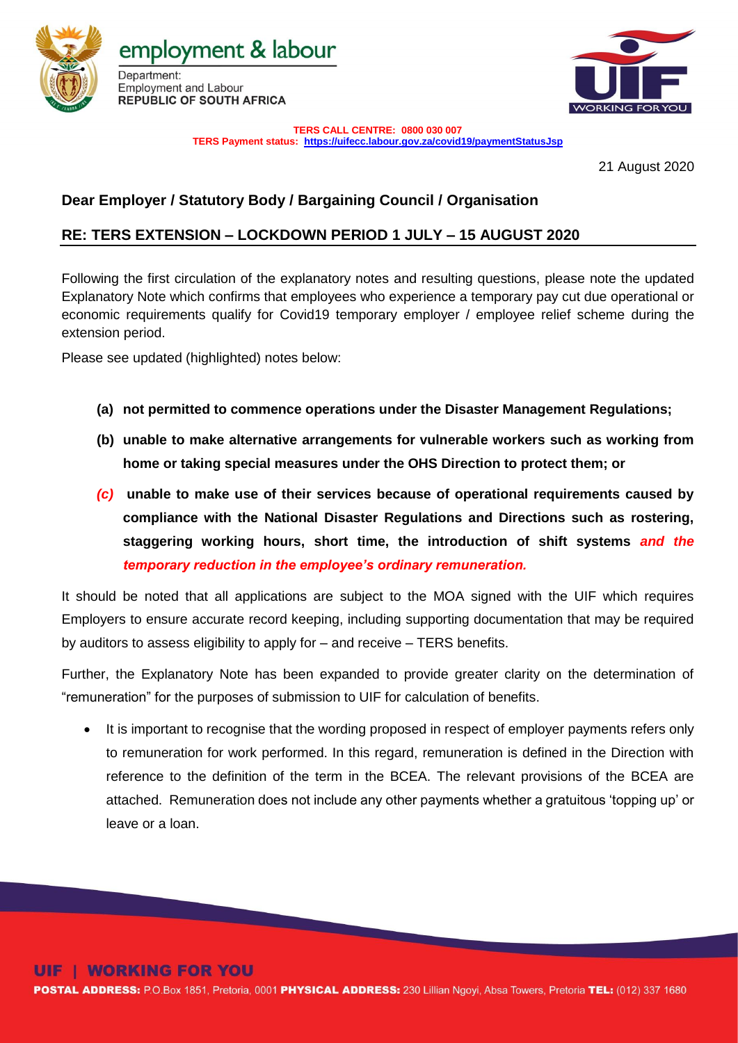employment & labour

Department:
Employment and Labour
**REPUBLIC OF SOUTH AFRICA**

**TERS CALL CENTRE: 0800 030 007**
**TERS Payment status: https://uifecc.labour.gov.za/covid19/paymentStatusJsp**

21 August 2020

## Dear Employer / Statutory Body / Bargaining Council / Organisation

## RE: TERS EXTENSION – LOCKDOWN PERIOD 1 JULY – 15 AUGUST 2020

Following the first circulation of the explanatory notes and resulting questions, please note the updated Explanatory Note which confirms that employees who experience a temporary pay cut due operational or economic requirements qualify for Covid19 temporary employer / employee relief scheme during the extension period.

Please see updated (highlighted) notes below:

- **(a) not permitted to commence operations under the Disaster Management Regulations;**
- **(b) unable to make alternative arrangements for vulnerable workers such as working from home or taking special measures under the OHS Direction to protect them; or**
- ***(c)*** **unable to make use of their services because of operational requirements caused by compliance with the National Disaster Regulations and Directions such as rostering, staggering working hours, short time, the introduction of shift systems *and the temporary reduction in the employee's ordinary remuneration.***

It should be noted that all applications are subject to the MOA signed with the UIF which requires Employers to ensure accurate record keeping, including supporting documentation that may be required by auditors to assess eligibility to apply for – and receive – TERS benefits.

Further, the Explanatory Note has been expanded to provide greater clarity on the determination of "remuneration" for the purposes of submission to UIF for calculation of benefits.

- It is important to recognise that the wording proposed in respect of employer payments refers only to remuneration for work performed. In this regard, remuneration is defined in the Direction with reference to the definition of the term in the BCEA. The relevant provisions of the BCEA are attached. Remuneration does not include any other payments whether a gratuitous 'topping up' or leave or a loan.

**UIF | WORKING FOR YOU**
**POSTAL ADDRESS:** P.O.Box 1851, Pretoria, 0001 **PHYSICAL ADDRESS:** 230 Lillian Ngoyi, Absa Towers, Pretoria **TEL:** (012) 337 1680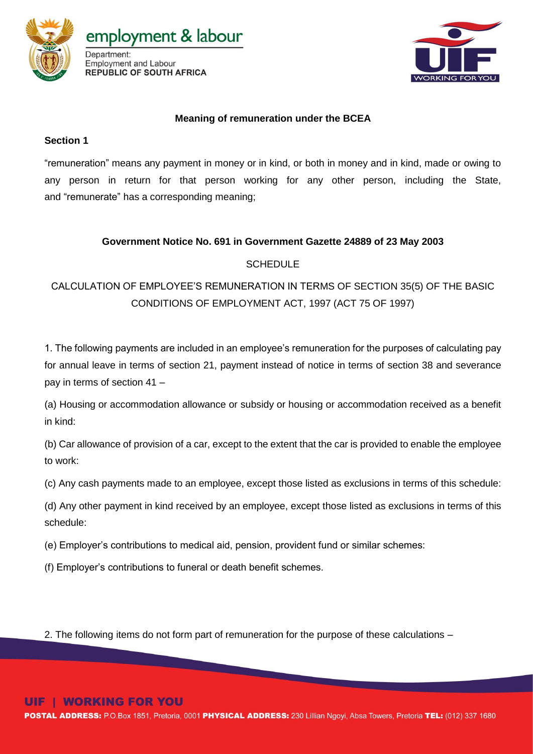**Meaning of remuneration under the BCEA**

**Section 1**

"remuneration" means any payment in money or in kind, or both in money and in kind, made or owing to any person in return for that person working for any other person, including the State, and "remunerate" has a corresponding meaning;

**Government Notice No. 691 in Government Gazette 24889 of 23 May 2003**

SCHEDULE

CALCULATION OF EMPLOYEE'S REMUNERATION IN TERMS OF SECTION 35(5) OF THE BASIC CONDITIONS OF EMPLOYMENT ACT, 1997 (ACT 75 OF 1997)

1. The following payments are included in an employee's remuneration for the purposes of calculating pay for annual leave in terms of section 21, payment instead of notice in terms of section 38 and severance pay in terms of section 41 –

(a) Housing or accommodation allowance or subsidy or housing or accommodation received as a benefit in kind:

(b) Car allowance of provision of a car, except to the extent that the car is provided to enable the employee to work:

(c) Any cash payments made to an employee, except those listed as exclusions in terms of this schedule:

(d) Any other payment in kind received by an employee, except those listed as exclusions in terms of this schedule:

(e) Employer's contributions to medical aid, pension, provident fund or similar schemes:

(f) Employer's contributions to funeral or death benefit schemes.

2. The following items do not form part of remuneration for the purpose of these calculations –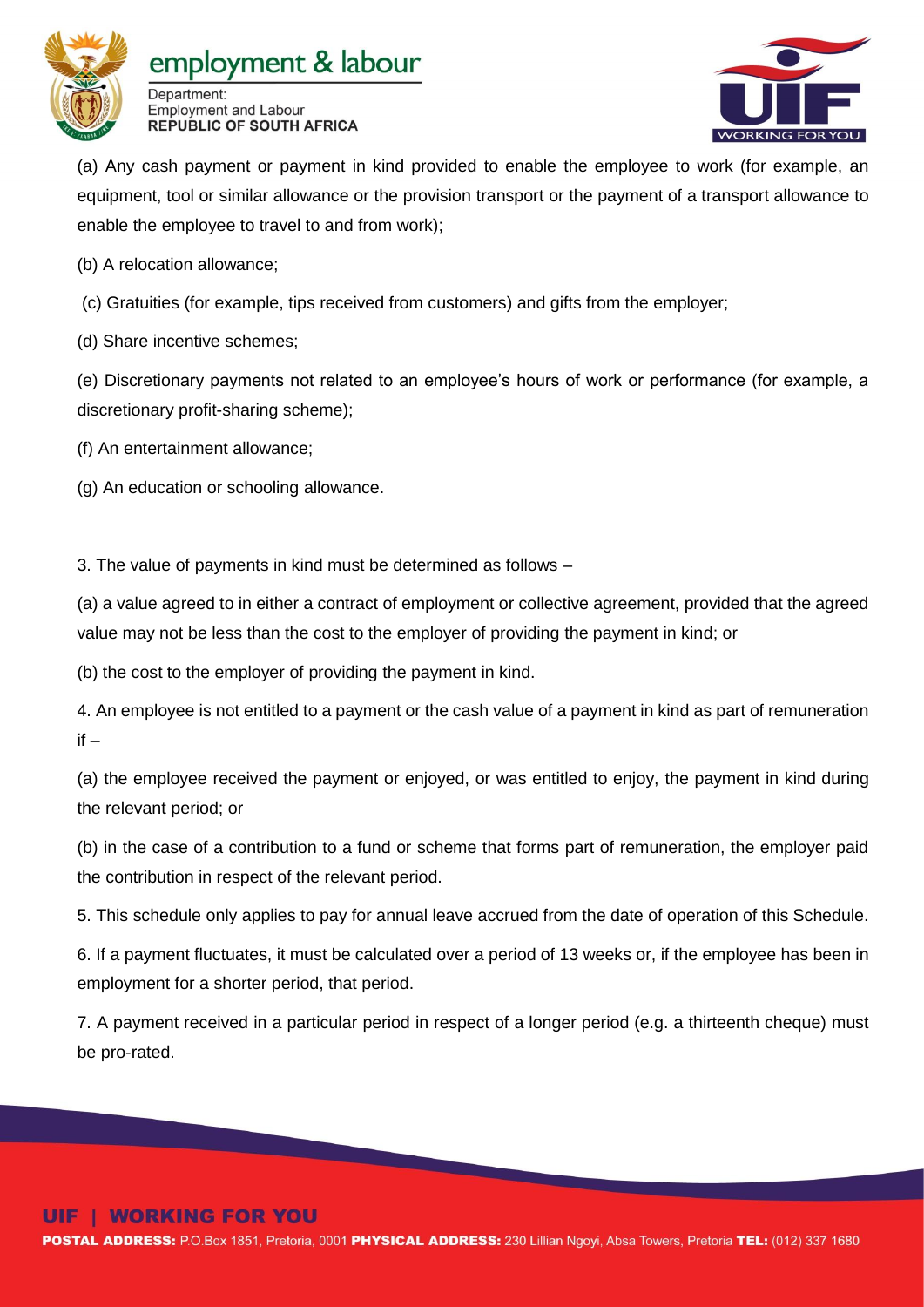(a) Any cash payment or payment in kind provided to enable the employee to work (for example, an equipment, tool or similar allowance or the provision transport or the payment of a transport allowance to enable the employee to travel to and from work);

(b) A relocation allowance;

(c) Gratuities (for example, tips received from customers) and gifts from the employer;

(d) Share incentive schemes;

(e) Discretionary payments not related to an employee's hours of work or performance (for example, a discretionary profit-sharing scheme);

(f) An entertainment allowance;

(g) An education or schooling allowance.

3. The value of payments in kind must be determined as follows –

(a) a value agreed to in either a contract of employment or collective agreement, provided that the agreed value may not be less than the cost to the employer of providing the payment in kind; or

(b) the cost to the employer of providing the payment in kind.

4. An employee is not entitled to a payment or the cash value of a payment in kind as part of remuneration if –

(a) the employee received the payment or enjoyed, or was entitled to enjoy, the payment in kind during the relevant period; or

(b) in the case of a contribution to a fund or scheme that forms part of remuneration, the employer paid the contribution in respect of the relevant period.

5. This schedule only applies to pay for annual leave accrued from the date of operation of this Schedule.

6. If a payment fluctuates, it must be calculated over a period of 13 weeks or, if the employee has been in employment for a shorter period, that period.

7. A payment received in a particular period in respect of a longer period (e.g. a thirteenth cheque) must be pro-rated.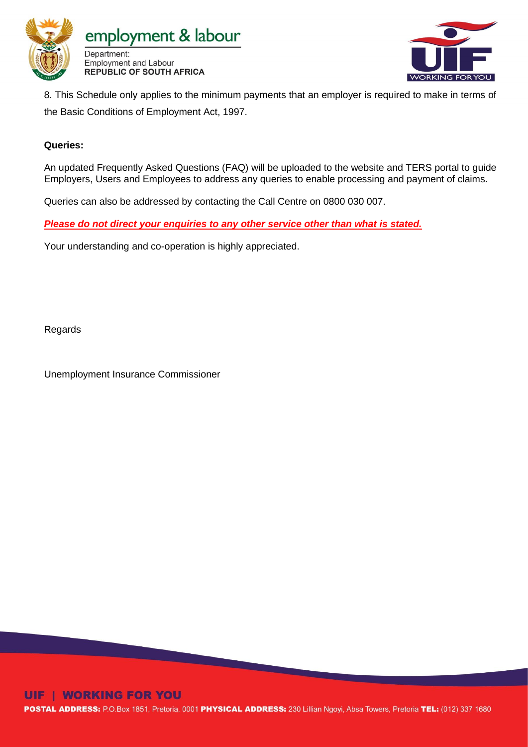8. This Schedule only applies to the minimum payments that an employer is required to make in terms of the Basic Conditions of Employment Act, 1997.

**Queries:**

An updated Frequently Asked Questions (FAQ) will be uploaded to the website and TERS portal to guide Employers, Users and Employees to address any queries to enable processing and payment of claims.

Queries can also be addressed by contacting the Call Centre on 0800 030 007.

***Please do not direct your enquiries to any other service other than what is stated.***

Your understanding and co-operation is highly appreciated.

Regards

Unemployment Insurance Commissioner